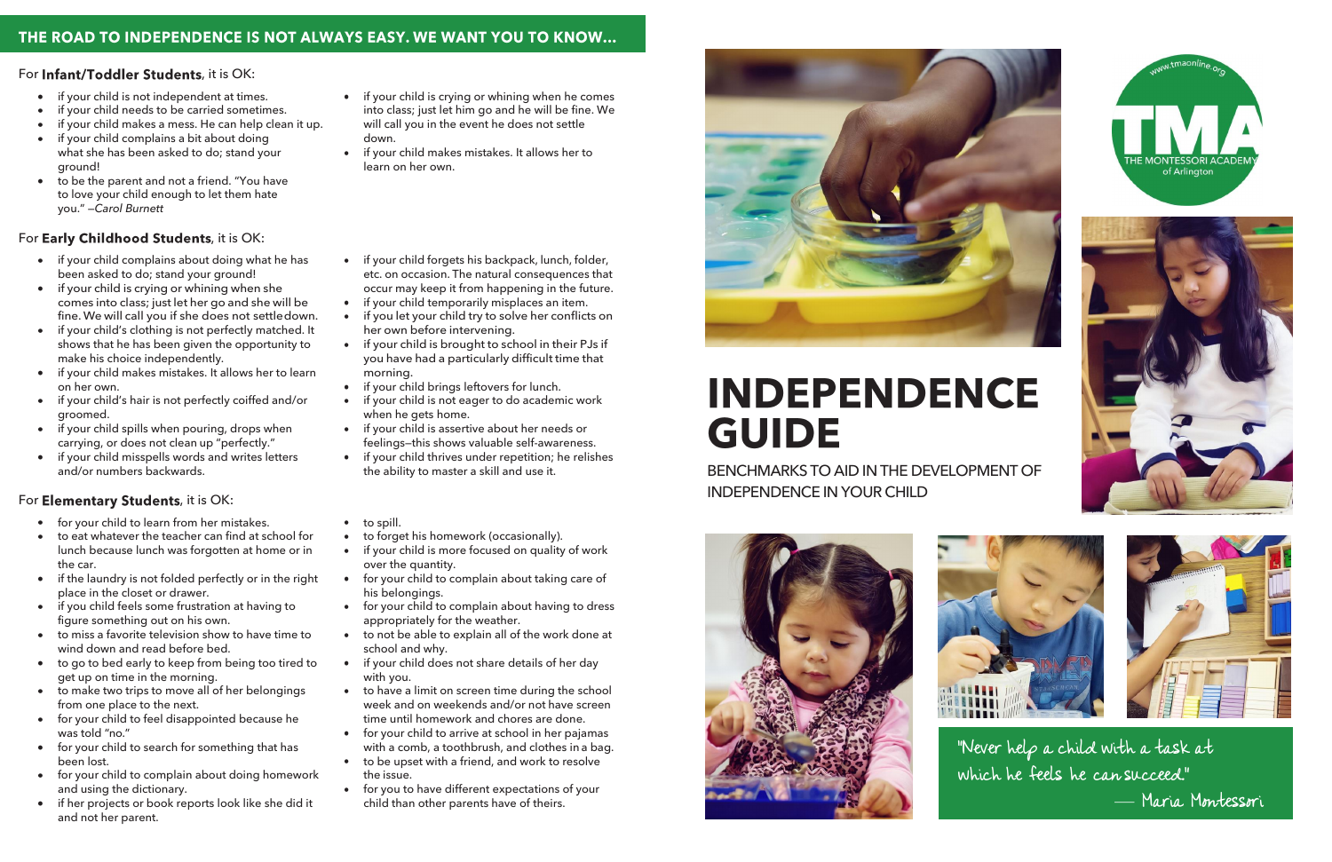## THE ROAD TO INDEPENDENCE IS NOT ALWAYS EASY. WE WANT YOU TO KNOW...

### For **Infant/Toddler Students**, it is OK:

- if your child is not independent at times.
- if your child needs to be carried sometimes.
- if your child makes a mess. He can help clean it up.
- if your child complains a bit about doing what she has been asked to do; stand your ground!
- to be the parent and not a friend. "You have to love your child enough to let them hate you." —*Carol Burnett*
- if your child is crying or whining when he comes into class; just let him go and he will be fine. We will call you in the event he does not settle down.
- if your child makes mistakes. It allows her to learn on her own.

### For **Early Childhood Students**, it is OK:

- if your child complains about doing what he has been asked to do; stand your ground!
- if your child is crying or whining when she comes into class; just let her go and she will be fine. We will call you if she does not settle down.
- if your child's clothing is not perfectly matched. It shows that he has been given the opportunity to make his choice independently.
- if your child makes mistakes. It allows her to learn on her own.
- if your child's hair is not perfectly coiffed and/or groomed.
- if your child spills when pouring, drops when carrying, or does not clean up "perfectly."
- if your child misspells words and writes letters and/or numbers backwards.
- if your child forgets his backpack, lunch, folder, etc. on occasion. The natural consequences that occur may keep it from happening in the future.
- if your child temporarily misplaces an item.
- if you let your child try to solve her conflicts on her own before intervening.
- if your child is brought to school in their PJs if you have had a particularly difficult time that morning.
- if your child brings leftovers for lunch.
- if your child is not eager to do academic work when he gets home.
- if your child is assertive about her needs or feelings—this shows valuable self-awareness.
- if your child thrives under repetition; he relishes the ability to master a skill and use it.

### For **Elementary Students**, it is OK:

- for your child to learn from her mistakes.
- to eat whatever the teacher can find at school for lunch because lunch was forgotten at home or in the car.
- if the laundry is not folded perfectly or in the right place in the closet or drawer.
- if you child feels some frustration at having to figure something out on his own.
- to miss a favorite television show to have time to wind down and read before bed.
- to go to bed early to keep from being too tired to get up on time in the morning.
- to make two trips to move all of her belongings from one place to the next.
- for your child to feel disappointed because he was told "no."
- for your child to search for something that has been lost.
- for your child to complain about doing homework and using the dictionary.
- if her projects or book reports look like she did it and not her parent.
- to spill.
- to forget his homework (occasionally).
- if your child is more focused on quality of work over the quantity.
- for your child to complain about taking care of his belongings.
- for your child to complain about having to dress appropriately for the weather.
- to not be able to explain all of the work done at school and why.
- if your child does not share details of her day with you.
- to have a limit on screen time during the school week and on weekends and/or not have screen time until homework and chores are done.
- for your child to arrive at school in her pajamas with a comb, a toothbrush, and clothes in a bag.
- to be upset with a friend, and work to resolve the issue.
- for you to have different expectations of your child than other parents have of theirs.

www.tmaonline.org

TMA
THE MONTESSORI ACADEMY of Arlington

# INDEPENDENCE GUIDE

BENCHMARKS TO AID IN THE DEVELOPMENT OF INDEPENDENCE IN YOUR CHILD

"Never help a child with a task at which he feels he can succeed."
— Maria Montessori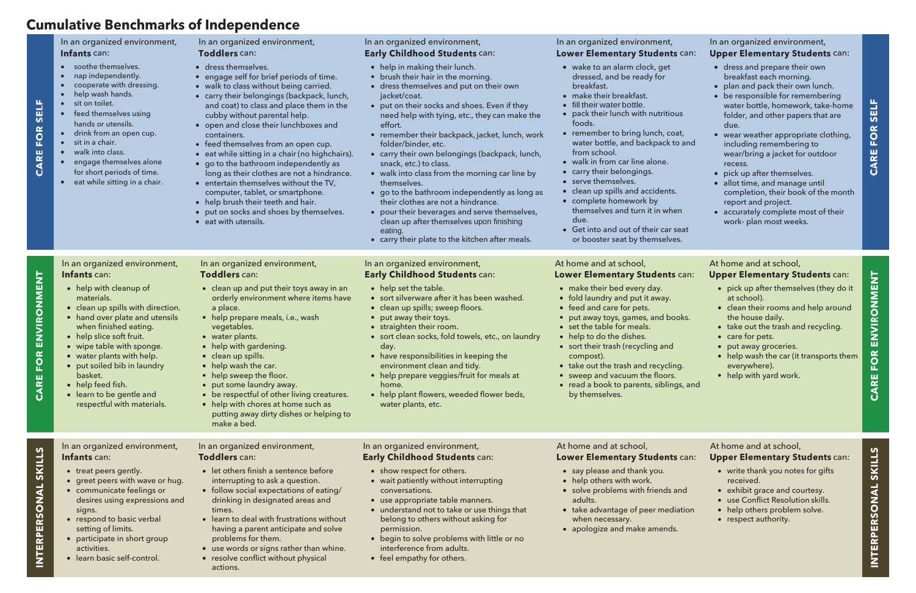# Cumulative Benchmarks of Independence

## CARE FOR SELF

In an organized environment, **Infants** can:

- soothe themselves.
- nap independently.
- cooperate with dressing.
- help wash hands.
- sit on toilet.
- feed themselves using hands or utensils.
- drink from an open cup.
- sit in a chair.
- walk into class.
- engage themselves alone for short periods of time.
- eat while sitting in a chair.

In an organized environment, **Toddlers** can:

- dress themselves.
- engage self for brief periods of time.
- walk to class without being carried.
- carry their belongings (backpack, lunch, and coat) to class and place them in the cubby without parental help.
- open and close their lunchboxes and containers.
- feed themselves from an open cup.
- eat while sitting in a chair (no highchairs).
- go to the bathroom independently as long as their clothes are not a hindrance.
- entertain themselves without the TV, computer, tablet, or smartphone.
- help brush their teeth and hair.
- put on socks and shoes by themselves.
- eat with utensils.

In an organized environment, **Early Childhood Students** can:

- help in making their lunch.
- brush their hair in the morning.
- dress themselves and put on their own jacket/coat.
- put on their socks and shoes. Even if they need help with tying, etc., they can make the effort.
- remember their backpack, jacket, lunch, work folder/binder, etc.
- carry their own belongings (backpack, lunch, snack, etc.) to class.
- walk into class from the morning car line by themselves.
- go to the bathroom independently as long as their clothes are not a hindrance.
- pour their beverages and serve themselves, clean up after themselves upon finishing eating.
- carry their plate to the kitchen after meals.

In an organized environment, **Lower Elementary Students** can:

- wake to an alarm clock, get dressed, and be ready for breakfast.
- make their breakfast.
- fill their water bottle.
- pack their lunch with nutritious foods.
- remember to bring lunch, coat, water bottle, and backpack to and from school.
- walk in from car line alone.
- carry their belongings.
- serve themselves.
- clean up spills and accidents.
- complete homework by themselves and turn it in when due.
- Get into and out of their car seat or booster seat by themselves.

In an organized environment, **Upper Elementary Students** can:

- dress and prepare their own breakfast each morning.
- plan and pack their own lunch.
- be responsible for remembering water bottle, homework, take-home folder, and other papers that are due.
- wear weather appropriate clothing, including remembering to wear/bring a jacket for outdoor recess.
- pick up after themselves.
- allot time, and manage until completion, their book of the month report and project.
- accurately complete most of their work- plan most weeks.

## CARE FOR ENVIRONMENT

In an organized environment, **Infants** can:

- help with cleanup of materials.
- clean up spills with direction.
- hand over plate and utensils when finished eating.
- help slice soft fruit.
- wipe table with sponge.
- water plants with help.
- put soiled bib in laundry basket.
- help feed fish.
- learn to be gentle and respectful with materials.

In an organized environment, **Toddlers** can:

- clean up and put their toys away in an orderly environment where items have a place.
- help prepare meals, i.e., wash vegetables.
- water plants.
- help with gardening.
- clean up spills.
- help wash the car.
- help sweep the floor.
- put some laundry away.
- be respectful of other living creatures.
- help with chores at home such as putting away dirty dishes or helping to make a bed.

In an organized environment, **Early Childhood Students** can:

- help set the table.
- sort silverware after it has been washed.
- clean up spills; sweep floors.
- put away their toys.
- straighten their room.
- sort clean socks, fold towels, etc., on laundry day.
- have responsibilities in keeping the environment clean and tidy.
- help prepare veggies/fruit for meals at home.
- help plant flowers, weeded flower beds, water plants, etc.

At home and at school, **Lower Elementary Students** can:

- make their bed every day.
- fold laundry and put it away.
- feed and care for pets.
- put away toys, games, and books.
- set the table for meals.
- help to do the dishes.
- sort their trash (recycling and compost).
- take out the trash and recycling.
- sweep and vacuum the floors.
- read a book to parents, siblings, and by themselves.

At home and at school, **Upper Elementary Students** can:

- pick up after themselves (they do it at school).
- clean their rooms and help around the house daily.
- take out the trash and recycling.
- care for pets.
- put away groceries.
- help wash the car (it transports them everywhere).
- help with yard work.

## INTERPERSONAL SKILLS

In an organized environment, **Infants** can:

- treat peers gently.
- greet peers with wave or hug.
- communicate feelings or desires using expressions and signs.
- respond to basic verbal setting of limits.
- participate in short group activities.
- learn basic self-control.

In an organized environment, **Toddlers** can:

- let others finish a sentence before interrupting to ask a question.
- follow social expectations of eating/drinking in designated areas and times.
- learn to deal with frustrations without having a parent anticipate and solve problems for them.
- use words or signs rather than whine.
- resolve conflict without physical actions.

In an organized environment, **Early Childhood Students** can:

- show respect for others.
- wait patiently without interrupting conversations.
- use appropriate table manners.
- understand not to take or use things that belong to others without asking for permission.
- begin to solve problems with little or no interference from adults.
- feel empathy for others.

At home and at school, **Lower Elementary Students** can:

- say please and thank you.
- help others with work.
- solve problems with friends and adults.
- take advantage of peer mediation when necessary.
- apologize and make amends.

At home and at school, **Upper Elementary Students** can:

- write thank you notes for gifts received.
- exhibit grace and courtesy.
- use Conflict Resolution skills.
- help others problem solve.
- respect authority.